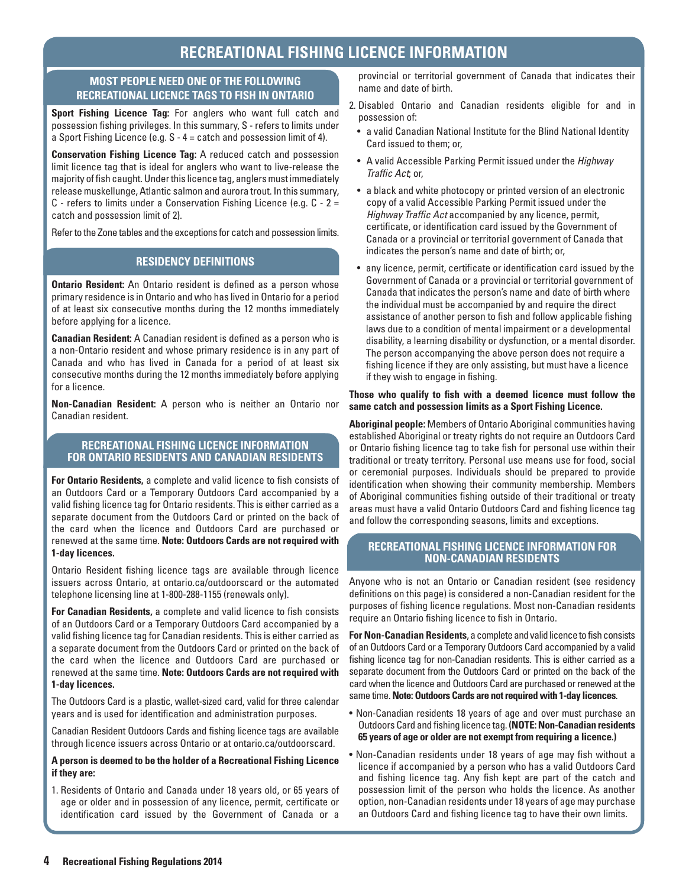# RECREATIONAL FISHING LICENCE INFORMATION

## MOST PEOPLE NEED ONE OF THE FOLLOWING RECREATIONAL LICENCE TAGS TO FISH IN ONTARIO

**Sport Fishing Licence Tag:** For anglers who want full catch and possession fishing privileges. In this summary, S - refers to limits under a Sport Fishing Licence (e.g. S - 4 = catch and possession limit of 4).

**Conservation Fishing Licence Tag:** A reduced catch and possession limit licence tag that is ideal for anglers who want to live-release the majority of fish caught. Under this licence tag, anglers must immediately release muskellunge, Atlantic salmon and aurora trout. In this summary, C - refers to limits under a Conservation Fishing Licence (e.g. C - 2 = catch and possession limit of 2).

Refer to the Zone tables and the exceptions for catch and possession limits.

## RESIDENCY DEFINITIONS

**Ontario Resident:** An Ontario resident is defined as a person whose primary residence is in Ontario and who has lived in Ontario for a period of at least six consecutive months during the 12 months immediately before applying for a licence.

**Canadian Resident:** A Canadian resident is defined as a person who is a non-Ontario resident and whose primary residence is in any part of Canada and who has lived in Canada for a period of at least six consecutive months during the 12 months immediately before applying for a licence.

**Non-Canadian Resident:** A person who is neither an Ontario nor Canadian resident.

## RECREATIONAL FISHING LICENCE INFORMATION FOR ONTARIO RESIDENTS AND CANADIAN RESIDENTS

**For Ontario Residents,** a complete and valid licence to fish consists of an Outdoors Card or a Temporary Outdoors Card accompanied by a valid fishing licence tag for Ontario residents. This is either carried as a separate document from the Outdoors Card or printed on the back of the card when the licence and Outdoors Card are purchased or renewed at the same time. **Note: Outdoors Cards are not required with 1-day licences.**

Ontario Resident fishing licence tags are available through licence issuers across Ontario, at ontario.ca/outdoorscard or the automated telephone licensing line at 1-800-288-1155 (renewals only).

**For Canadian Residents,** a complete and valid licence to fish consists of an Outdoors Card or a Temporary Outdoors Card accompanied by a valid fishing licence tag for Canadian residents. This is either carried as a separate document from the Outdoors Card or printed on the back of the card when the licence and Outdoors Card are purchased or renewed at the same time. **Note: Outdoors Cards are not required with 1-day licences.**

The Outdoors Card is a plastic, wallet-sized card, valid for three calendar years and is used for identification and administration purposes.

Canadian Resident Outdoors Cards and fishing licence tags are available through licence issuers across Ontario or at ontario.ca/outdoorscard.

**A person is deemed to be the holder of a Recreational Fishing Licence if they are:**

1. Residents of Ontario and Canada under 18 years old, or 65 years of age or older and in possession of any licence, permit, certificate or identification card issued by the Government of Canada or a provincial or territorial government of Canada that indicates their name and date of birth.
2. Disabled Ontario and Canadian residents eligible for and in possession of:
   - a valid Canadian National Institute for the Blind National Identity Card issued to them; or,
   - A valid Accessible Parking Permit issued under the *Highway Traffic Act*; or,
   - a black and white photocopy or printed version of an electronic copy of a valid Accessible Parking Permit issued under the *Highway Traffic Act* accompanied by any licence, permit, certificate, or identification card issued by the Government of Canada or a provincial or territorial government of Canada that indicates the person's name and date of birth; or,
   - any licence, permit, certificate or identification card issued by the Government of Canada or a provincial or territorial government of Canada that indicates the person's name and date of birth where the individual must be accompanied by and require the direct assistance of another person to fish and follow applicable fishing laws due to a condition of mental impairment or a developmental disability, a learning disability or dysfunction, or a mental disorder. The person accompanying the above person does not require a fishing licence if they are only assisting, but must have a licence if they wish to engage in fishing.

**Those who qualify to fish with a deemed licence must follow the same catch and possession limits as a Sport Fishing Licence.**

**Aboriginal people:** Members of Ontario Aboriginal communities having established Aboriginal or treaty rights do not require an Outdoors Card or Ontario fishing licence tag to take fish for personal use within their traditional or treaty territory. Personal use means use for food, social or ceremonial purposes. Individuals should be prepared to provide identification when showing their community membership. Members of Aboriginal communities fishing outside of their traditional or treaty areas must have a valid Ontario Outdoors Card and fishing licence tag and follow the corresponding seasons, limits and exceptions.

## RECREATIONAL FISHING LICENCE INFORMATION FOR NON-CANADIAN RESIDENTS

Anyone who is not an Ontario or Canadian resident (see residency definitions on this page) is considered a non-Canadian resident for the purposes of fishing licence regulations. Most non-Canadian residents require an Ontario fishing licence to fish in Ontario.

**For Non-Canadian Residents**, a complete and valid licence to fish consists of an Outdoors Card or a Temporary Outdoors Card accompanied by a valid fishing licence tag for non-Canadian residents. This is either carried as a separate document from the Outdoors Card or printed on the back of the card when the licence and Outdoors Card are purchased or renewed at the same time. **Note: Outdoors Cards are not required with 1-day licences**.

- Non-Canadian residents 18 years of age and over must purchase an Outdoors Card and fishing licence tag. **(NOTE: Non-Canadian residents 65 years of age or older are not exempt from requiring a licence.)**
- Non-Canadian residents under 18 years of age may fish without a licence if accompanied by a person who has a valid Outdoors Card and fishing licence tag. Any fish kept are part of the catch and possession limit of the person who holds the licence. As another option, non-Canadian residents under 18 years of age may purchase an Outdoors Card and fishing licence tag to have their own limits.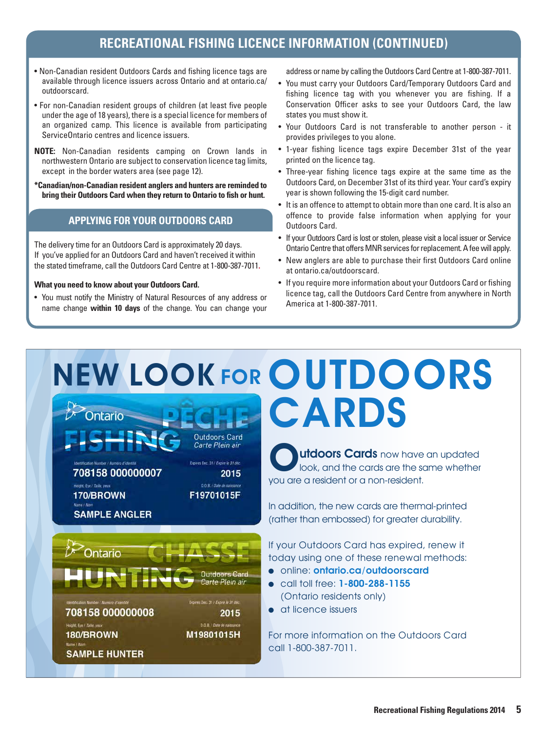## RECREATIONAL FISHING LICENCE INFORMATION (CONTINUED)

- Non-Canadian resident Outdoors Cards and fishing licence tags are available through licence issuers across Ontario and at ontario.ca/outdoorscard.
- For non-Canadian resident groups of children (at least five people under the age of 18 years), there is a special licence for members of an organized camp. This licence is available from participating ServiceOntario centres and licence issuers.

**NOTE:** Non-Canadian residents camping on Crown lands in northwestern Ontario are subject to conservation licence tag limits, except in the border waters area (see page 12).

**\*Canadian/non-Canadian resident anglers and hunters are reminded to bring their Outdoors Card when they return to Ontario to fish or hunt.**

### APPLYING FOR YOUR OUTDOORS CARD

The delivery time for an Outdoors Card is approximately 20 days. If you've applied for an Outdoors Card and haven't received it within the stated timeframe, call the Outdoors Card Centre at 1-800-387-7011.

**What you need to know about your Outdoors Card.**

- You must notify the Ministry of Natural Resources of any address or name change **within 10 days** of the change. You can change your address or name by calling the Outdoors Card Centre at 1-800-387-7011.
- You must carry your Outdoors Card/Temporary Outdoors Card and fishing licence tag with you whenever you are fishing. If a Conservation Officer asks to see your Outdoors Card, the law states you must show it.
- Your Outdoors Card is not transferable to another person - it provides privileges to you alone.
- 1-year fishing licence tags expire December 31st of the year printed on the licence tag.
- Three-year fishing licence tags expire at the same time as the Outdoors Card, on December 31st of its third year. Your card's expiry year is shown following the 15-digit card number.
- It is an offence to attempt to obtain more than one card. It is also an offence to provide false information when applying for your Outdoors Card.
- If your Outdoors Card is lost or stolen, please visit a local issuer or Service Ontario Centre that offers MNR services for replacement. A fee will apply.
- New anglers are able to purchase their first Outdoors Card online at ontario.ca/outdoorscard.
- If you require more information about your Outdoors Card or fishing licence tag, call the Outdoors Card Centre from anywhere in North America at 1-800-387-7011.

# NEW LOOK FOR OUTDOORS CARDS

**Outdoors Cards** now have an updated look, and the cards are the same whether you are a resident or a non-resident.

In addition, the new cards are thermal-printed (rather than embossed) for greater durability.

If your Outdoors Card has expired, renew it today using one of these renewal methods:

- online: **ontario.ca/outdoorscard**
- call toll free: **1-800-288-1155** (Ontario residents only)
- at licence issuers

For more information on the Outdoors Card call 1-800-387-7011.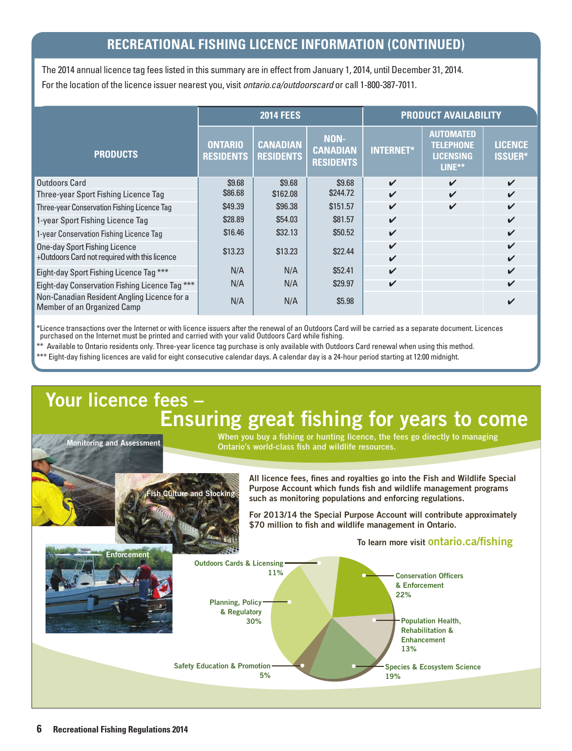## RECREATIONAL FISHING LICENCE INFORMATION (CONTINUED)

The 2014 annual licence tag fees listed in this summary are in effect from January 1, 2014, until December 31, 2014.
For the location of the licence issuer nearest you, visit *ontario.ca/outdoorscard* or call 1-800-387-7011.

| PRODUCTS | 2014 FEES | | | PRODUCT AVAILABILITY | | |
|---|---|---|---|---|---|---|
| | ONTARIO RESIDENTS | CANADIAN RESIDENTS | NON-CANADIAN RESIDENTS | INTERNET* | AUTOMATED TELEPHONE LICENSING LINE** | LICENCE ISSUER* |
| Outdoors Card | $9.68 | $9.68 | $9.68 | ✔ | ✔ | ✔ |
| Three-year Sport Fishing Licence Tag | $86.68 | $162.08 | $244.72 | ✔ | ✔ | ✔ |
| Three-year Conservation Fishing Licence Tag | $49.39 | $96.38 | $151.57 | ✔ | ✔ | ✔ |
| 1-year Sport Fishing Licence Tag | $28.89 | $54.03 | $81.57 | ✔ | | ✔ |
| 1-year Conservation Fishing Licence Tag | $16.46 | $32.13 | $50.52 | ✔ | | ✔ |
| One-day Sport Fishing Licence | $13.23 | $13.23 | $22.44 | ✔ | | ✔ |
| +Outdoors Card not required with this licence | | | | ✔ | | ✔ |
| Eight-day Sport Fishing Licence Tag *** | N/A | N/A | $52.41 | ✔ | | ✔ |
| Eight-day Conservation Fishing Licence Tag *** | N/A | N/A | $29.97 | ✔ | | ✔ |
| Non-Canadian Resident Angling Licence for a Member of an Organized Camp | N/A | N/A | $5.98 | | | ✔ |

*Licence transactions over the Internet or with licence issuers after the renewal of an Outdoors Card will be carried as a separate document. Licences purchased on the Internet must be printed and carried with your valid Outdoors Card while fishing.

** Available to Ontario residents only. Three-year licence tag purchase is only available with Outdoors Card renewal when using this method.

*** Eight-day fishing licences are valid for eight consecutive calendar days. A calendar day is a 24-hour period starting at 12:00 midnight.

# Your licence fees – Ensuring great fishing for years to come

**When you buy a fishing or hunting licence, the fees go directly to managing Ontario's world-class fish and wildlife resources.**

Monitoring and Assessment

Fish Culture and Stocking

Enforcement

**All licence fees, fines and royalties go into the Fish and Wildlife Special Purpose Account which funds fish and wildlife management programs such as monitoring populations and enforcing regulations.**

**For 2013/14 the Special Purpose Account will contribute approximately $70 million to fish and wildlife management in Ontario.**

To learn more visit **ontario.ca/fishing**

- Outdoors Cards & Licensing 11%
- Conservation Officers & Enforcement 22%
- Population Health, Rehabilitation & Enhancement 13%
- Species & Ecosystem Science 19%
- Safety Education & Promotion 5%
- Planning, Policy & Regulatory 30%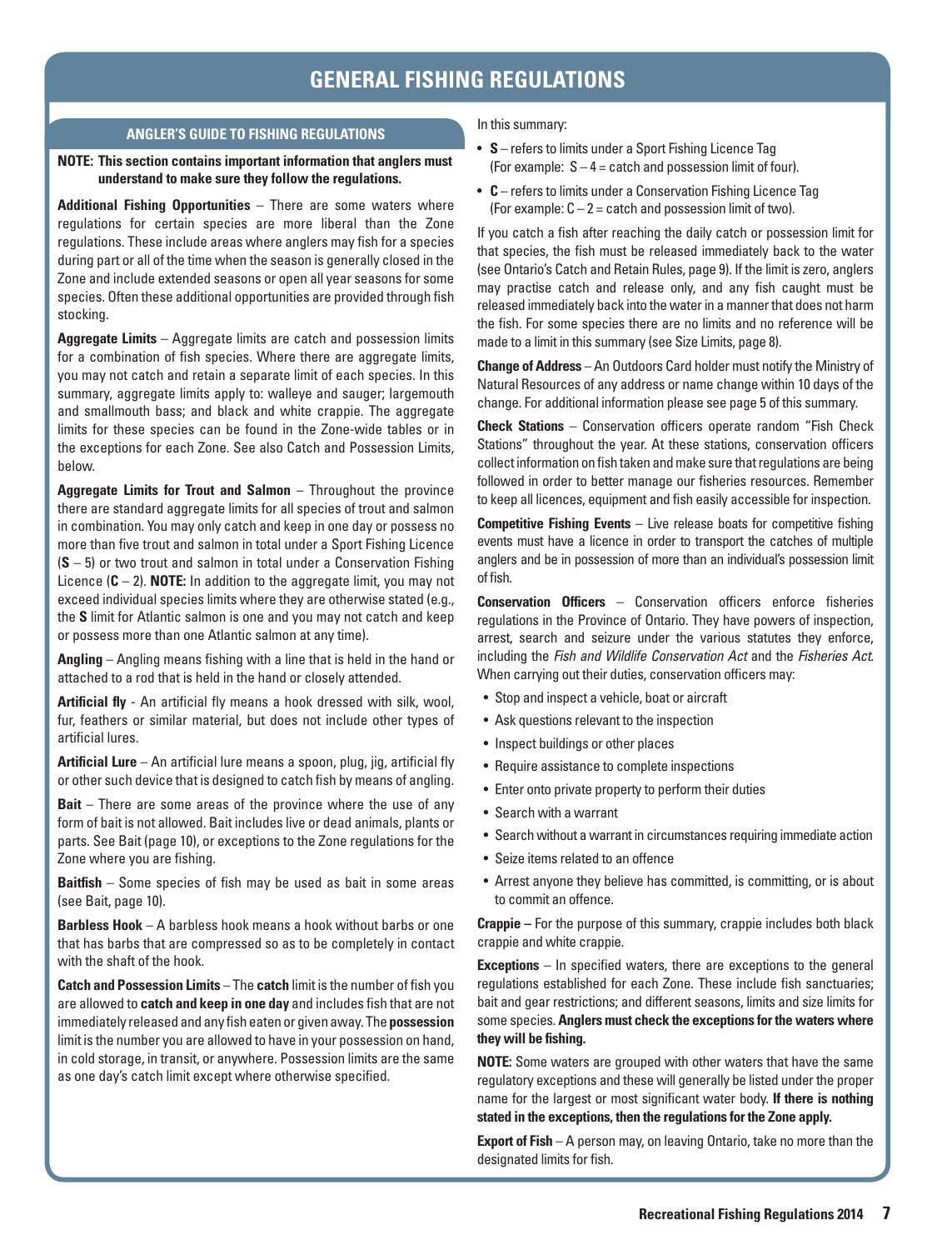# GENERAL FISHING REGULATIONS

## ANGLER'S GUIDE TO FISHING REGULATIONS

**NOTE: This section contains important information that anglers must understand to make sure they follow the regulations.**

**Additional Fishing Opportunities** – There are some waters where regulations for certain species are more liberal than the Zone regulations. These include areas where anglers may fish for a species during part or all of the time when the season is generally closed in the Zone and include extended seasons or open all year seasons for some species. Often these additional opportunities are provided through fish stocking.

**Aggregate Limits** – Aggregate limits are catch and possession limits for a combination of fish species. Where there are aggregate limits, you may not catch and retain a separate limit of each species. In this summary, aggregate limits apply to: walleye and sauger; largemouth and smallmouth bass; and black and white crappie. The aggregate limits for these species can be found in the Zone-wide tables or in the exceptions for each Zone. See also Catch and Possession Limits, below.

**Aggregate Limits for Trout and Salmon** – Throughout the province there are standard aggregate limits for all species of trout and salmon in combination. You may only catch and keep in one day or possess no more than five trout and salmon in total under a Sport Fishing Licence (**S** – 5) or two trout and salmon in total under a Conservation Fishing Licence (**C** – 2). **NOTE:** In addition to the aggregate limit, you may not exceed individual species limits where they are otherwise stated (e.g., the **S** limit for Atlantic salmon is one and you may not catch and keep or possess more than one Atlantic salmon at any time).

**Angling** – Angling means fishing with a line that is held in the hand or attached to a rod that is held in the hand or closely attended.

**Artificial fly** - An artificial fly means a hook dressed with silk, wool, fur, feathers or similar material, but does not include other types of artificial lures.

**Artificial Lure** – An artificial lure means a spoon, plug, jig, artificial fly or other such device that is designed to catch fish by means of angling.

**Bait** – There are some areas of the province where the use of any form of bait is not allowed. Bait includes live or dead animals, plants or parts. See Bait (page 10), or exceptions to the Zone regulations for the Zone where you are fishing.

**Baitfish** – Some species of fish may be used as bait in some areas (see Bait, page 10).

**Barbless Hook** – A barbless hook means a hook without barbs or one that has barbs that are compressed so as to be completely in contact with the shaft of the hook.

**Catch and Possession Limits** – The **catch** limit is the number of fish you are allowed to **catch and keep in one day** and includes fish that are not immediately released and any fish eaten or given away. The **possession** limit is the number you are allowed to have in your possession on hand, in cold storage, in transit, or anywhere. Possession limits are the same as one day's catch limit except where otherwise specified.

In this summary:

- **S** – refers to limits under a Sport Fishing Licence Tag (For example: S – 4 = catch and possession limit of four).
- **C** – refers to limits under a Conservation Fishing Licence Tag (For example: C – 2 = catch and possession limit of two).

If you catch a fish after reaching the daily catch or possession limit for that species, the fish must be released immediately back to the water (see Ontario's Catch and Retain Rules, page 9). If the limit is zero, anglers may practise catch and release only, and any fish caught must be released immediately back into the water in a manner that does not harm the fish. For some species there are no limits and no reference will be made to a limit in this summary (see Size Limits, page 8).

**Change of Address** – An Outdoors Card holder must notify the Ministry of Natural Resources of any address or name change within 10 days of the change. For additional information please see page 5 of this summary.

**Check Stations** – Conservation officers operate random "Fish Check Stations" throughout the year. At these stations, conservation officers collect information on fish taken and make sure that regulations are being followed in order to better manage our fisheries resources. Remember to keep all licences, equipment and fish easily accessible for inspection.

**Competitive Fishing Events** – Live release boats for competitive fishing events must have a licence in order to transport the catches of multiple anglers and be in possession of more than an individual's possession limit of fish.

**Conservation Officers** – Conservation officers enforce fisheries regulations in the Province of Ontario. They have powers of inspection, arrest, search and seizure under the various statutes they enforce, including the *Fish and Wildlife Conservation Act* and the *Fisheries Act*. When carrying out their duties, conservation officers may:

- Stop and inspect a vehicle, boat or aircraft
- Ask questions relevant to the inspection
- Inspect buildings or other places
- Require assistance to complete inspections
- Enter onto private property to perform their duties
- Search with a warrant
- Search without a warrant in circumstances requiring immediate action
- Seize items related to an offence
- Arrest anyone they believe has committed, is committing, or is about to commit an offence.

**Crappie –** For the purpose of this summary, crappie includes both black crappie and white crappie.

**Exceptions** – In specified waters, there are exceptions to the general regulations established for each Zone. These include fish sanctuaries; bait and gear restrictions; and different seasons, limits and size limits for some species. **Anglers must check the exceptions for the waters where they will be fishing.**

**NOTE:** Some waters are grouped with other waters that have the same regulatory exceptions and these will generally be listed under the proper name for the largest or most significant water body. **If there is nothing stated in the exceptions, then the regulations for the Zone apply.**

**Export of Fish** – A person may, on leaving Ontario, take no more than the designated limits for fish.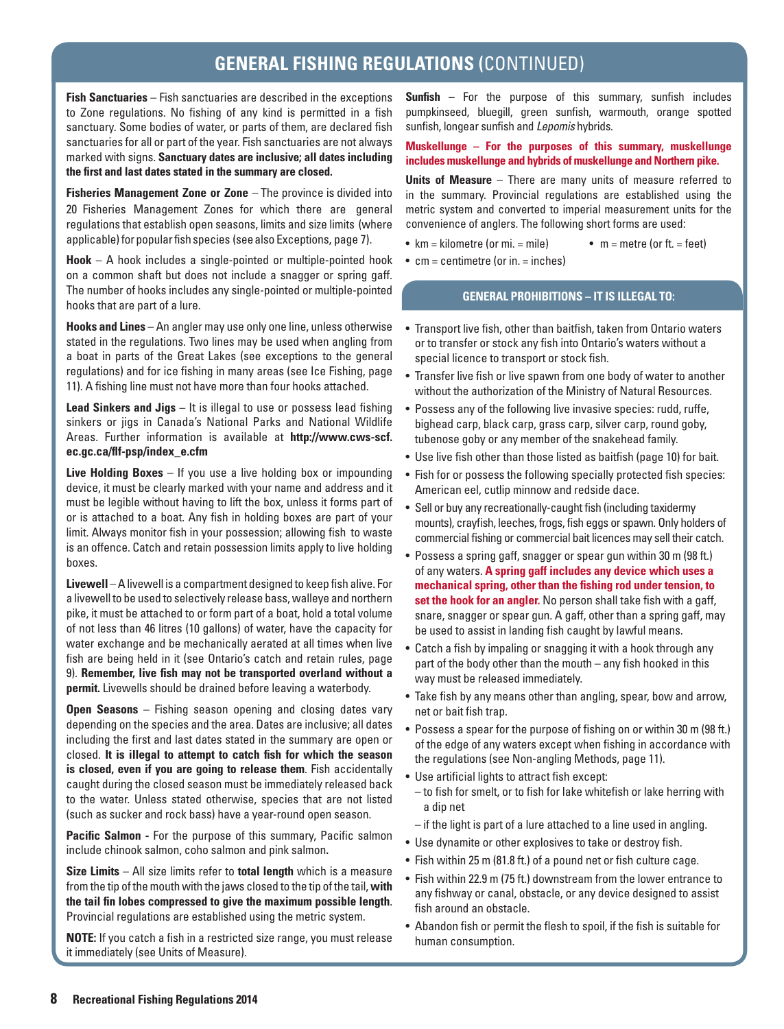## GENERAL FISHING REGULATIONS (CONTINUED)

**Fish Sanctuaries** – Fish sanctuaries are described in the exceptions to Zone regulations. No fishing of any kind is permitted in a fish sanctuary. Some bodies of water, or parts of them, are declared fish sanctuaries for all or part of the year. Fish sanctuaries are not always marked with signs. **Sanctuary dates are inclusive; all dates including the first and last dates stated in the summary are closed.**

**Fisheries Management Zone or Zone** – The province is divided into 20 Fisheries Management Zones for which there are general regulations that establish open seasons, limits and size limits (where applicable) for popular fish species (see also Exceptions, page 7).

**Hook** – A hook includes a single-pointed or multiple-pointed hook on a common shaft but does not include a snagger or spring gaff. The number of hooks includes any single-pointed or multiple-pointed hooks that are part of a lure.

**Hooks and Lines** – An angler may use only one line, unless otherwise stated in the regulations. Two lines may be used when angling from a boat in parts of the Great Lakes (see exceptions to the general regulations) and for ice fishing in many areas (see Ice Fishing, page 11). A fishing line must not have more than four hooks attached.

**Lead Sinkers and Jigs** – It is illegal to use or possess lead fishing sinkers or jigs in Canada's National Parks and National Wildlife Areas. Further information is available at **http://www.cws-scf.ec.gc.ca/flf-psp/index_e.cfm**

**Live Holding Boxes** – If you use a live holding box or impounding device, it must be clearly marked with your name and address and it must be legible without having to lift the box, unless it forms part of or is attached to a boat. Any fish in holding boxes are part of your limit. Always monitor fish in your possession; allowing fish to waste is an offence. Catch and retain possession limits apply to live holding boxes.

**Livewell** – A livewell is a compartment designed to keep fish alive. For a livewell to be used to selectively release bass, walleye and northern pike, it must be attached to or form part of a boat, hold a total volume of not less than 46 litres (10 gallons) of water, have the capacity for water exchange and be mechanically aerated at all times when live fish are being held in it (see Ontario's catch and retain rules, page 9). **Remember, live fish may not be transported overland without a permit.** Livewells should be drained before leaving a waterbody.

**Open Seasons** – Fishing season opening and closing dates vary depending on the species and the area. Dates are inclusive; all dates including the first and last dates stated in the summary are open or closed. **It is illegal to attempt to catch fish for which the season is closed, even if you are going to release them**. Fish accidentally caught during the closed season must be immediately released back to the water. Unless stated otherwise, species that are not listed (such as sucker and rock bass) have a year-round open season.

**Pacific Salmon -** For the purpose of this summary, Pacific salmon include chinook salmon, coho salmon and pink salmon.

**Size Limits** – All size limits refer to **total length** which is a measure from the tip of the mouth with the jaws closed to the tip of the tail, **with the tail fin lobes compressed to give the maximum possible length**. Provincial regulations are established using the metric system.

**NOTE:** If you catch a fish in a restricted size range, you must release it immediately (see Units of Measure).

**Sunfish** – For the purpose of this summary, sunfish includes pumpkinseed, bluegill, green sunfish, warmouth, orange spotted sunfish, longear sunfish and *Lepomis* hybrids.

**Muskellunge – For the purposes of this summary, muskellunge includes muskellunge and hybrids of muskellunge and Northern pike.**

**Units of Measure** – There are many units of measure referred to in the summary. Provincial regulations are established using the metric system and converted to imperial measurement units for the convenience of anglers. The following short forms are used:

- km = kilometre (or mi. = mile)
- m = metre (or ft. = feet)
- cm = centimetre (or in. = inches)

### GENERAL PROHIBITIONS – IT IS ILLEGAL TO:

- Transport live fish, other than baitfish, taken from Ontario waters or to transfer or stock any fish into Ontario's waters without a special licence to transport or stock fish.
- Transfer live fish or live spawn from one body of water to another without the authorization of the Ministry of Natural Resources.
- Possess any of the following live invasive species: rudd, ruffe, bighead carp, black carp, grass carp, silver carp, round goby, tubenose goby or any member of the snakehead family.
- Use live fish other than those listed as baitfish (page 10) for bait.
- Fish for or possess the following specially protected fish species: American eel, cutlip minnow and redside dace.
- Sell or buy any recreationally-caught fish (including taxidermy mounts), crayfish, leeches, frogs, fish eggs or spawn. Only holders of commercial fishing or commercial bait licences may sell their catch.
- Possess a spring gaff, snagger or spear gun within 30 m (98 ft.) of any waters. **A spring gaff includes any device which uses a mechanical spring, other than the fishing rod under tension, to set the hook for an angler.** No person shall take fish with a gaff, snare, snagger or spear gun. A gaff, other than a spring gaff, may be used to assist in landing fish caught by lawful means.
- Catch a fish by impaling or snagging it with a hook through any part of the body other than the mouth – any fish hooked in this way must be released immediately.
- Take fish by any means other than angling, spear, bow and arrow, net or bait fish trap.
- Possess a spear for the purpose of fishing on or within 30 m (98 ft.) of the edge of any waters except when fishing in accordance with the regulations (see Non-angling Methods, page 11).
- Use artificial lights to attract fish except:
  - to fish for smelt, or to fish for lake whitefish or lake herring with a dip net
  - if the light is part of a lure attached to a line used in angling.
- Use dynamite or other explosives to take or destroy fish.
- Fish within 25 m (81.8 ft.) of a pound net or fish culture cage.
- Fish within 22.9 m (75 ft.) downstream from the lower entrance to any fishway or canal, obstacle, or any device designed to assist fish around an obstacle.
- Abandon fish or permit the flesh to spoil, if the fish is suitable for human consumption.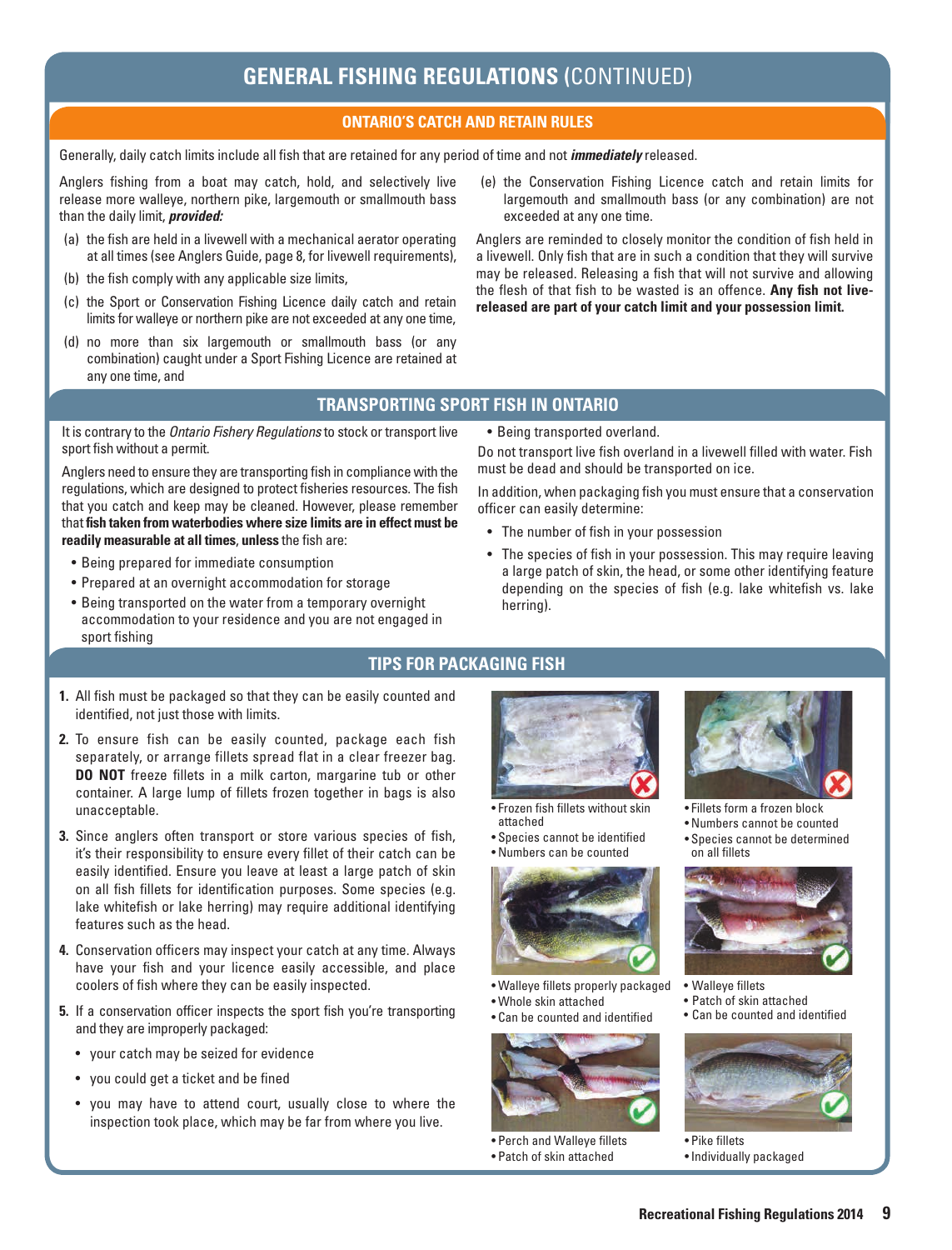# GENERAL FISHING REGULATIONS (CONTINUED)

## ONTARIO'S CATCH AND RETAIN RULES

Generally, daily catch limits include all fish that are retained for any period of time and not ***immediately*** released.

Anglers fishing from a boat may catch, hold, and selectively live release more walleye, northern pike, largemouth or smallmouth bass than the daily limit, ***provided:***

(a) the fish are held in a livewell with a mechanical aerator operating at all times (see Anglers Guide, page 8, for livewell requirements),

(b) the fish comply with any applicable size limits,

(c) the Sport or Conservation Fishing Licence daily catch and retain limits for walleye or northern pike are not exceeded at any one time,

(d) no more than six largemouth or smallmouth bass (or any combination) caught under a Sport Fishing Licence are retained at any one time, and

(e) the Conservation Fishing Licence catch and retain limits for largemouth and smallmouth bass (or any combination) are not exceeded at any one time.

Anglers are reminded to closely monitor the condition of fish held in a livewell. Only fish that are in such a condition that they will survive may be released. Releasing a fish that will not survive and allowing the flesh of that fish to be wasted is an offence. **Any fish not live-released are part of your catch limit and your possession limit.**

## TRANSPORTING SPORT FISH IN ONTARIO

It is contrary to the *Ontario Fishery Regulations* to stock or transport live sport fish without a permit.

Anglers need to ensure they are transporting fish in compliance with the regulations, which are designed to protect fisheries resources. The fish that you catch and keep may be cleaned. However, please remember that **fish taken from waterbodies where size limits are in effect must be readily measurable at all times**, **unless** the fish are:

- Being prepared for immediate consumption
- Prepared at an overnight accommodation for storage
- Being transported on the water from a temporary overnight accommodation to your residence and you are not engaged in sport fishing
- Being transported overland.

Do not transport live fish overland in a livewell filled with water. Fish must be dead and should be transported on ice.

In addition, when packaging fish you must ensure that a conservation officer can easily determine:

- The number of fish in your possession
- The species of fish in your possession. This may require leaving a large patch of skin, the head, or some other identifying feature depending on the species of fish (e.g. lake whitefish vs. lake herring).

## TIPS FOR PACKAGING FISH

1. All fish must be packaged so that they can be easily counted and identified, not just those with limits.
2. To ensure fish can be easily counted, package each fish separately, or arrange fillets spread flat in a clear freezer bag. **DO NOT** freeze fillets in a milk carton, margarine tub or other container. A large lump of fillets frozen together in bags is also unacceptable.
3. Since anglers often transport or store various species of fish, it's their responsibility to ensure every fillet of their catch can be easily identified. Ensure you leave at least a large patch of skin on all fish fillets for identification purposes. Some species (e.g. lake whitefish or lake herring) may require additional identifying features such as the head.
4. Conservation officers may inspect your catch at any time. Always have your fish and your licence easily accessible, and place coolers of fish where they can be easily inspected.
5. If a conservation officer inspects the sport fish you're transporting and they are improperly packaged:
   - your catch may be seized for evidence
   - you could get a ticket and be fined
   - you may have to attend court, usually close to where the inspection took place, which may be far from where you live.

- Frozen fish fillets without skin attached
- Species cannot be identified
- Numbers can be counted

- Fillets form a frozen block
- Numbers cannot be counted
- Species cannot be determined on all fillets

- Walleye fillets properly packaged
- Whole skin attached
- Can be counted and identified

- Walleye fillets
- Patch of skin attached
- Can be counted and identified

- Perch and Walleye fillets
- Patch of skin attached

- Pike fillets
- Individually packaged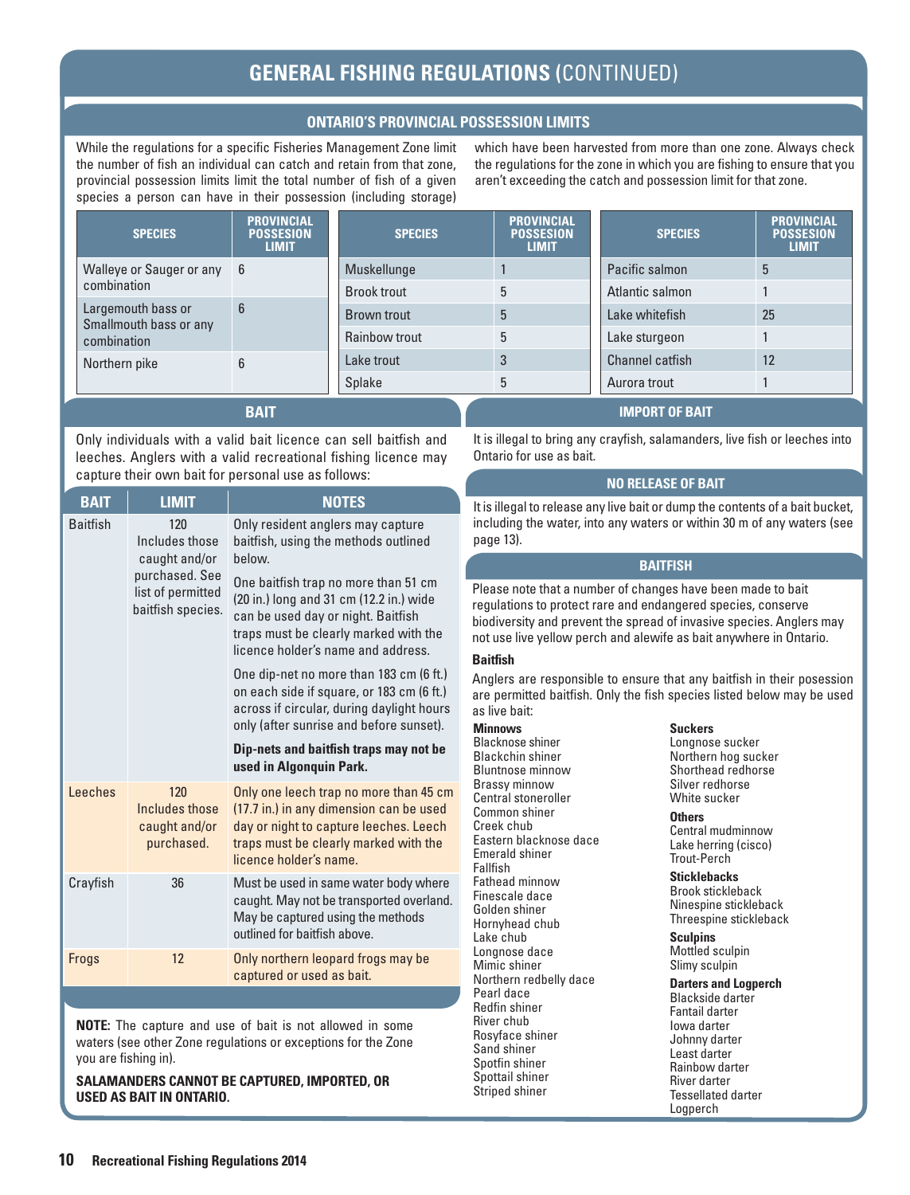# GENERAL FISHING REGULATIONS (CONTINUED)

## ONTARIO'S PROVINCIAL POSSESSION LIMITS

While the regulations for a specific Fisheries Management Zone limit the number of fish an individual can catch and retain from that zone, provincial possession limits limit the total number of fish of a given species a person can have in their possession (including storage) which have been harvested from more than one zone. Always check the regulations for the zone in which you are fishing to ensure that you aren't exceeding the catch and possession limit for that zone.

| SPECIES | PROVINCIAL POSSESION LIMIT |
|---|---|
| Walleye or Sauger or any combination | 6 |
| Largemouth bass or Smallmouth bass or any combination | 6 |
| Northern pike | 6 |

| SPECIES | PROVINCIAL POSSESION LIMIT |
|---|---|
| Muskellunge | 1 |
| Brook trout | 5 |
| Brown trout | 5 |
| Rainbow trout | 5 |
| Lake trout | 3 |
| Splake | 5 |

| SPECIES | PROVINCIAL POSSESION LIMIT |
|---|---|
| Pacific salmon | 5 |
| Atlantic salmon | 1 |
| Lake whitefish | 25 |
| Lake sturgeon | 1 |
| Channel catfish | 12 |
| Aurora trout | 1 |

## BAIT

Only individuals with a valid bait licence can sell baitfish and leeches. Anglers with a valid recreational fishing licence may capture their own bait for personal use as follows:

| BAIT | LIMIT | NOTES |
|---|---|---|
| Baitfish | 120 Includes those caught and/or purchased. See list of permitted baitfish species. | Only resident anglers may capture baitfish, using the methods outlined below. One baitfish trap no more than 51 cm (20 in.) long and 31 cm (12.2 in.) wide can be used day or night. Baitfish traps must be clearly marked with the licence holder's name and address. One dip-net no more than 183 cm (6 ft.) on each side if square, or 183 cm (6 ft.) across if circular, during daylight hours only (after sunrise and before sunset). **Dip-nets and baitfish traps may not be used in Algonquin Park.** |
| Leeches | 120 Includes those caught and/or purchased. | Only one leech trap no more than 45 cm (17.7 in.) in any dimension can be used day or night to capture leeches. Leech traps must be clearly marked with the licence holder's name. |
| Crayfish | 36 | Must be used in same water body where caught. May not be transported overland. May be captured using the methods outlined for baitfish above. |
| Frogs | 12 | Only northern leopard frogs may be captured or used as bait. |

**NOTE:** The capture and use of bait is not allowed in some waters (see other Zone regulations or exceptions for the Zone you are fishing in).

**SALAMANDERS CANNOT BE CAPTURED, IMPORTED, OR USED AS BAIT IN ONTARIO.**

## IMPORT OF BAIT

It is illegal to bring any crayfish, salamanders, live fish or leeches into Ontario for use as bait.

## NO RELEASE OF BAIT

It is illegal to release any live bait or dump the contents of a bait bucket, including the water, into any waters or within 30 m of any waters (see page 13).

## BAITFISH

Please note that a number of changes have been made to bait regulations to protect rare and endangered species, conserve biodiversity and prevent the spread of invasive species. Anglers may not use live yellow perch and alewife as bait anywhere in Ontario.

### Baitfish

Anglers are responsible to ensure that any baitfish in their posession are permitted baitfish. Only the fish species listed below may be used as live bait:

**Minnows**
- Blacknose shiner
- Blackchin shiner
- Bluntnose minnow
- Brassy minnow
- Central stoneroller
- Common shiner
- Creek chub
- Eastern blacknose dace
- Emerald shiner
- Fallfish
- Fathead minnow
- Finescale dace
- Golden shiner
- Hornyhead chub
- Lake chub
- Longnose dace
- Mimic shiner
- Northern redbelly dace
- Pearl dace
- Redfin shiner
- River chub
- Rosyface shiner
- Sand shiner
- Spotfin shiner
- Spottail shiner
- Striped shiner

**Suckers**
- Longnose sucker
- Northern hog sucker
- Shorthead redhorse
- Silver redhorse
- White sucker

**Others**
- Central mudminnow
- Lake herring (cisco)
- Trout-Perch

**Sticklebacks**
- Brook stickleback
- Ninespine stickleback
- Threespine stickleback

**Sculpins**
- Mottled sculpin
- Slimy sculpin

**Darters and Logperch**
- Blackside darter
- Fantail darter
- Iowa darter
- Johnny darter
- Least darter
- Rainbow darter
- River darter
- Tessellated darter
- Logperch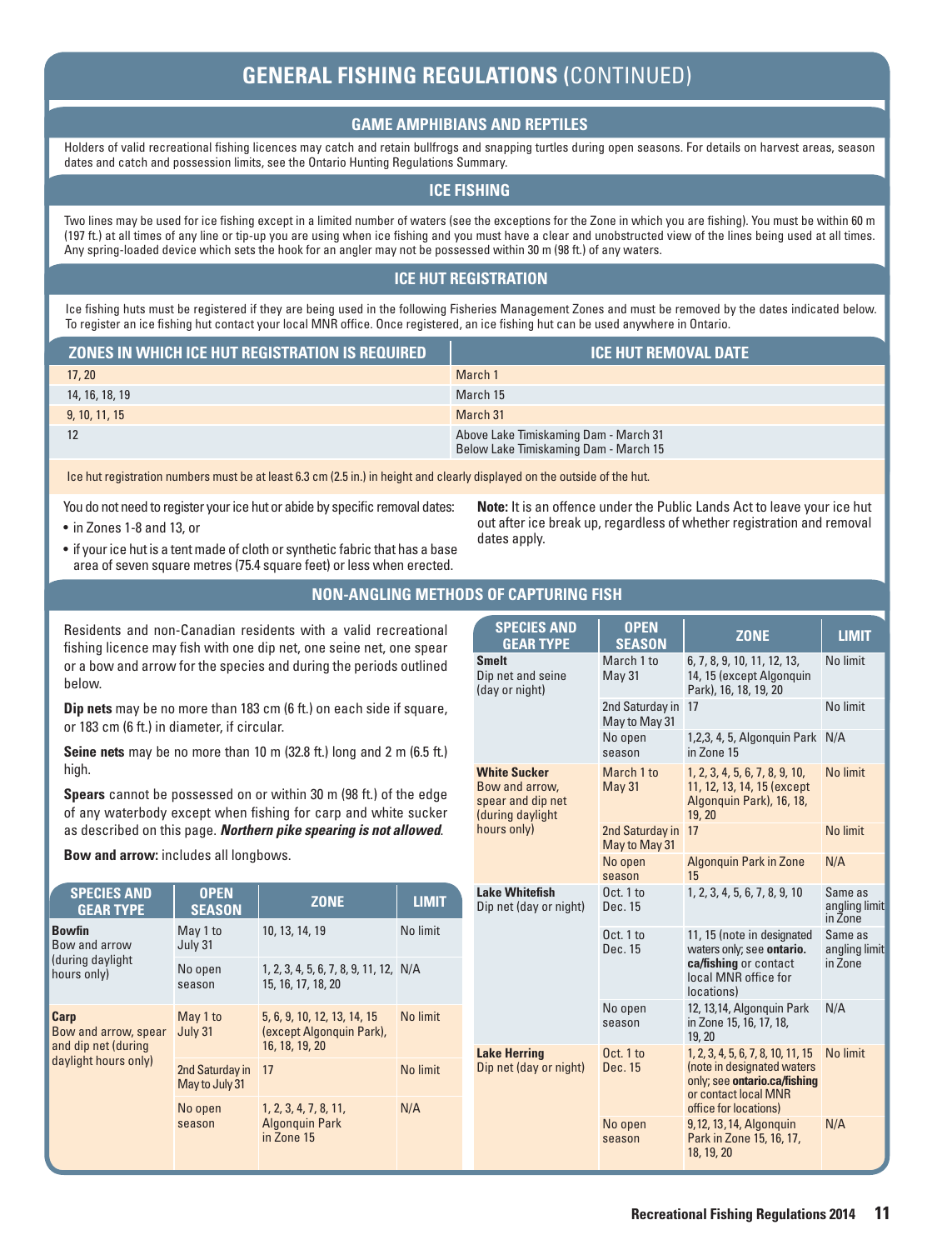# GENERAL FISHING REGULATIONS (CONTINUED)

## GAME AMPHIBIANS AND REPTILES

Holders of valid recreational fishing licences may catch and retain bullfrogs and snapping turtles during open seasons. For details on harvest areas, season dates and catch and possession limits, see the Ontario Hunting Regulations Summary.

## ICE FISHING

Two lines may be used for ice fishing except in a limited number of waters (see the exceptions for the Zone in which you are fishing). You must be within 60 m (197 ft.) at all times of any line or tip-up you are using when ice fishing and you must have a clear and unobstructed view of the lines being used at all times. Any spring-loaded device which sets the hook for an angler may not be possessed within 30 m (98 ft.) of any waters.

## ICE HUT REGISTRATION

Ice fishing huts must be registered if they are being used in the following Fisheries Management Zones and must be removed by the dates indicated below. To register an ice fishing hut contact your local MNR office. Once registered, an ice fishing hut can be used anywhere in Ontario.

| ZONES IN WHICH ICE HUT REGISTRATION IS REQUIRED | ICE HUT REMOVAL DATE |
|---|---|
| 17, 20 | March 1 |
| 14, 16, 18, 19 | March 15 |
| 9, 10, 11, 15 | March 31 |
| 12 | Above Lake Timiskaming Dam - March 31<br>Below Lake Timiskaming Dam - March 15 |

Ice hut registration numbers must be at least 6.3 cm (2.5 in.) in height and clearly displayed on the outside of the hut.

You do not need to register your ice hut or abide by specific removal dates:

- in Zones 1-8 and 13, or
- if your ice hut is a tent made of cloth or synthetic fabric that has a base area of seven square metres (75.4 square feet) or less when erected.

**Note:** It is an offence under the Public Lands Act to leave your ice hut out after ice break up, regardless of whether registration and removal dates apply.

## NON-ANGLING METHODS OF CAPTURING FISH

Residents and non-Canadian residents with a valid recreational fishing licence may fish with one dip net, one seine net, one spear or a bow and arrow for the species and during the periods outlined below.

**Dip nets** may be no more than 183 cm (6 ft.) on each side if square, or 183 cm (6 ft.) in diameter, if circular.

**Seine nets** may be no more than 10 m (32.8 ft.) long and 2 m (6.5 ft.) high.

**Spears** cannot be possessed on or within 30 m (98 ft.) of the edge of any waterbody except when fishing for carp and white sucker as described on this page. ***Northern pike spearing is not allowed***.

**Bow and arrow:** includes all longbows.

| SPECIES AND GEAR TYPE | OPEN SEASON | ZONE | LIMIT |
|---|---|---|---|
| **Bowfin**<br>Bow and arrow (during daylight hours only) | May 1 to July 31 | 10, 13, 14, 19 | No limit |
| | No open season | 1, 2, 3, 4, 5, 6, 7, 8, 9, 11, 12, 15, 16, 17, 18, 20 | N/A |
| **Carp**<br>Bow and arrow, spear and dip net (during daylight hours only) | May 1 to July 31 | 5, 6, 9, 10, 12, 13, 14, 15 (except Algonquin Park), 16, 18, 19, 20 | No limit |
| | 2nd Saturday in May to July 31 | 17 | No limit |
| | No open season | 1, 2, 3, 4, 7, 8, 11, Algonquin Park in Zone 15 | N/A |
| **Smelt**<br>Dip net and seine (day or night) | March 1 to May 31 | 6, 7, 8, 9, 10, 11, 12, 13, 14, 15 (except Algonquin Park), 16, 18, 19, 20 | No limit |
| | 2nd Saturday in May to May 31 | 17 | No limit |
| | No open season | 1,2,3, 4, 5, Algonquin Park in Zone 15 | N/A |
| **White Sucker**<br>Bow and arrow, spear and dip net (during daylight hours only) | March 1 to May 31 | 1, 2, 3, 4, 5, 6, 7, 8, 9, 10, 11, 12, 13, 14, 15 (except Algonquin Park), 16, 18, 19, 20 | No limit |
| | 2nd Saturday in May to May 31 | 17 | No limit |
| | No open season | Algonquin Park in Zone 15 | N/A |
| **Lake Whitefish**<br>Dip net (day or night) | Oct. 1 to Dec. 15 | 1, 2, 3, 4, 5, 6, 7, 8, 9, 10 | Same as angling limit in Zone |
| | Oct. 1 to Dec. 15 | 11, 15 (note in designated waters only; see **ontario.ca/fishing** or contact local MNR office for locations) | Same as angling limit in Zone |
| | No open season | 12, 13,14, Algonquin Park in Zone 15, 16, 17, 18, 19, 20 | N/A |
| **Lake Herring**<br>Dip net (day or night) | Oct. 1 to Dec. 15 | 1, 2, 3, 4, 5, 6, 7, 8, 10, 11, 15 (note in designated waters only; see **ontario.ca/fishing** or contact local MNR office for locations) | No limit |
| | No open season | 9,12, 13,14, Algonquin Park in Zone 15, 16, 17, 18, 19, 20 | N/A |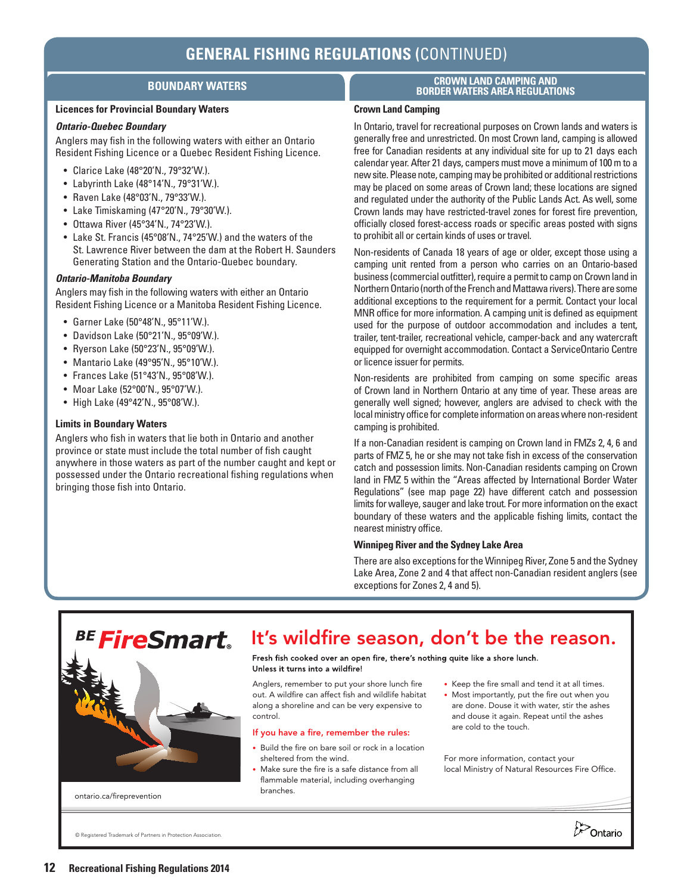# GENERAL FISHING REGULATIONS (CONTINUED)

## BOUNDARY WATERS

### Licences for Provincial Boundary Waters

***Ontario-Quebec Boundary***

Anglers may fish in the following waters with either an Ontario Resident Fishing Licence or a Quebec Resident Fishing Licence.

- Clarice Lake (48°20'N., 79°32'W.).
- Labyrinth Lake (48°14'N., 79°31'W.).
- Raven Lake (48°03'N., 79°33'W.).
- Lake Timiskaming (47°20'N., 79°30'W.).
- Ottawa River (45°34'N., 74°23'W.).
- Lake St. Francis (45°08'N., 74°25'W.) and the waters of the St. Lawrence River between the dam at the Robert H. Saunders Generating Station and the Ontario-Quebec boundary.

***Ontario-Manitoba Boundary***

Anglers may fish in the following waters with either an Ontario Resident Fishing Licence or a Manitoba Resident Fishing Licence.

- Garner Lake (50°48'N., 95°11'W.).
- Davidson Lake (50°21'N., 95°09'W.).
- Ryerson Lake (50°23'N., 95°09'W.).
- Mantario Lake (49°95'N., 95°10'W.).
- Frances Lake (51°43'N., 95°08'W.).
- Moar Lake (52°00'N., 95°07'W.).
- High Lake (49°42'N., 95°08'W.).

### Limits in Boundary Waters

Anglers who fish in waters that lie both in Ontario and another province or state must include the total number of fish caught anywhere in those waters as part of the number caught and kept or possessed under the Ontario recreational fishing regulations when bringing those fish into Ontario.

## CROWN LAND CAMPING AND BORDER WATERS AREA REGULATIONS

### Crown Land Camping

In Ontario, travel for recreational purposes on Crown lands and waters is generally free and unrestricted. On most Crown land, camping is allowed free for Canadian residents at any individual site for up to 21 days each calendar year. After 21 days, campers must move a minimum of 100 m to a new site. Please note, camping may be prohibited or additional restrictions may be placed on some areas of Crown land; these locations are signed and regulated under the authority of the Public Lands Act. As well, some Crown lands may have restricted-travel zones for forest fire prevention, officially closed forest-access roads or specific areas posted with signs to prohibit all or certain kinds of uses or travel.

Non-residents of Canada 18 years of age or older, except those using a camping unit rented from a person who carries on an Ontario-based business (commercial outfitter), require a permit to camp on Crown land in Northern Ontario (north of the French and Mattawa rivers). There are some additional exceptions to the requirement for a permit. Contact your local MNR office for more information. A camping unit is defined as equipment used for the purpose of outdoor accommodation and includes a tent, trailer, tent-trailer, recreational vehicle, camper-back and any watercraft equipped for overnight accommodation. Contact a ServiceOntario Centre or licence issuer for permits.

Non-residents are prohibited from camping on some specific areas of Crown land in Northern Ontario at any time of year. These areas are generally well signed; however, anglers are advised to check with the local ministry office for complete information on areas where non-resident camping is prohibited.

If a non-Canadian resident is camping on Crown land in FMZs 2, 4, 6 and parts of FMZ 5, he or she may not take fish in excess of the conservation catch and possession limits. Non-Canadian residents camping on Crown land in FMZ 5 within the "Areas affected by International Border Water Regulations" (see map page 22) have different catch and possession limits for walleye, sauger and lake trout. For more information on the exact boundary of these waters and the applicable fishing limits, contact the nearest ministry office.

### Winnipeg River and the Sydney Lake Area

There are also exceptions for the Winnipeg River, Zone 5 and the Sydney Lake Area, Zone 2 and 4 that affect non-Canadian resident anglers (see exceptions for Zones 2, 4 and 5).

---

## BE FireSmart®

## It's wildfire season, don't be the reason.

**Fresh fish cooked over an open fire, there's nothing quite like a shore lunch. Unless it turns into a wildfire!**

Anglers, remember to put your shore lunch fire out. A wildfire can affect fish and wildlife habitat along a shoreline and can be very expensive to control.

**If you have a fire, remember the rules:**

- Build the fire on bare soil or rock in a location sheltered from the wind.
- Make sure the fire is a safe distance from all flammable material, including overhanging branches.
- Keep the fire small and tend it at all times.
- Most importantly, put the fire out when you are done. Douse it with water, stir the ashes and douse it again. Repeat until the ashes are cold to the touch.

For more information, contact your local Ministry of Natural Resources Fire Office.

ontario.ca/fireprevention

© Registered Trademark of Partners in Protection Association.

Ontario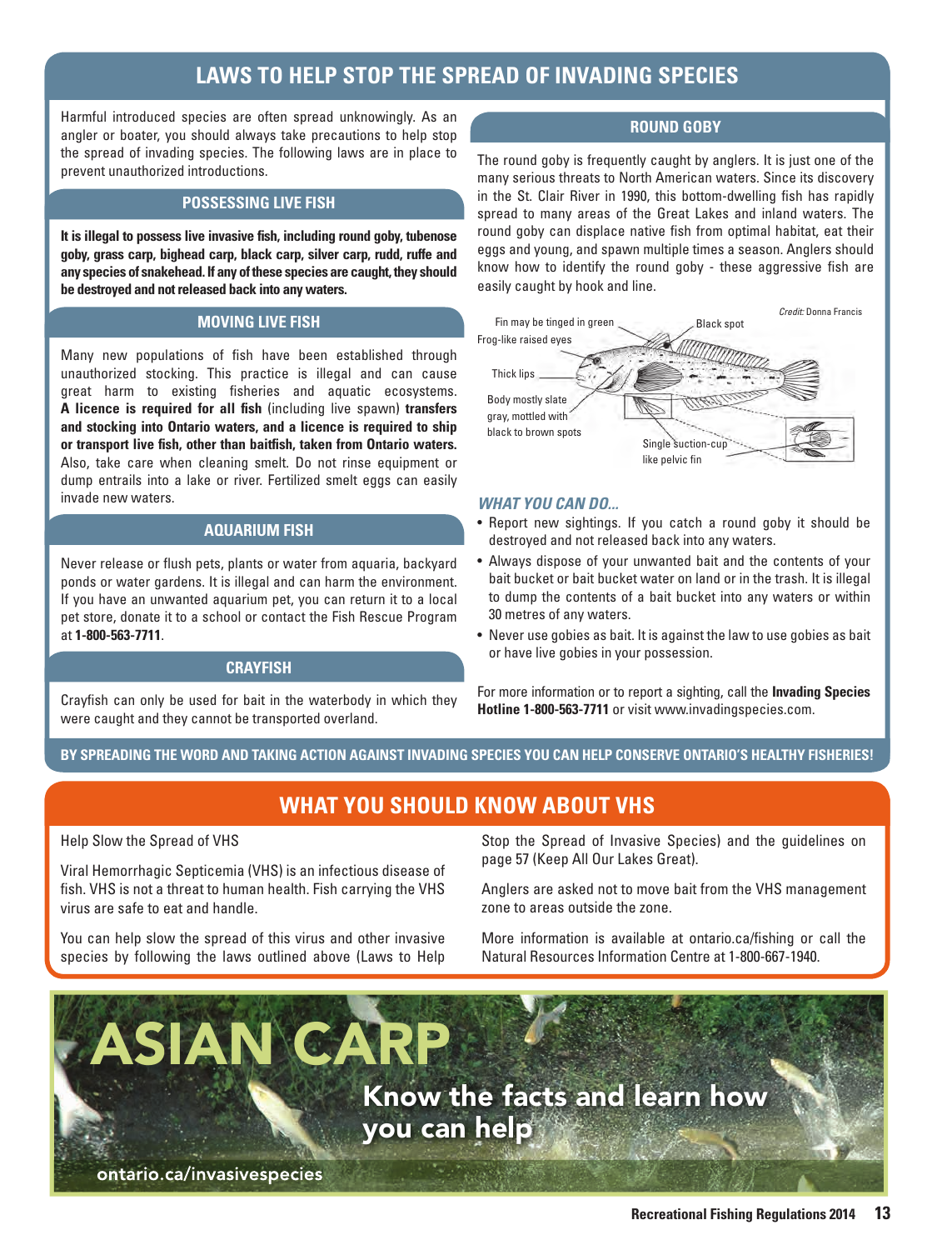## LAWS TO HELP STOP THE SPREAD OF INVADING SPECIES

Harmful introduced species are often spread unknowingly. As an angler or boater, you should always take precautions to help stop the spread of invading species. The following laws are in place to prevent unauthorized introductions.

### POSSESSING LIVE FISH

**It is illegal to possess live invasive fish, including round goby, tubenose goby, grass carp, bighead carp, black carp, silver carp, rudd, ruffe and any species of snakehead. If any of these species are caught, they should be destroyed and not released back into any waters.**

### MOVING LIVE FISH

Many new populations of fish have been established through unauthorized stocking. This practice is illegal and can cause great harm to existing fisheries and aquatic ecosystems. **A licence is required for all fish** (including live spawn) **transfers and stocking into Ontario waters, and a licence is required to ship or transport live fish, other than baitfish, taken from Ontario waters.** Also, take care when cleaning smelt. Do not rinse equipment or dump entrails into a lake or river. Fertilized smelt eggs can easily invade new waters.

### AQUARIUM FISH

Never release or flush pets, plants or water from aquaria, backyard ponds or water gardens. It is illegal and can harm the environment. If you have an unwanted aquarium pet, you can return it to a local pet store, donate it to a school or contact the Fish Rescue Program at **1-800-563-7711**.

### CRAYFISH

Crayfish can only be used for bait in the waterbody in which they were caught and they cannot be transported overland.

### ROUND GOBY

The round goby is frequently caught by anglers. It is just one of the many serious threats to North American waters. Since its discovery in the St. Clair River in 1990, this bottom-dwelling fish has rapidly spread to many areas of the Great Lakes and inland waters. The round goby can displace native fish from optimal habitat, eat their eggs and young, and spawn multiple times a season. Anglers should know how to identify the round goby - these aggressive fish are easily caught by hook and line.

*Credit:* Donna Francis

Fin may be tinged in green
Black spot
Frog-like raised eyes
Thick lips
Body mostly slate gray, mottled with black to brown spots
Single suction-cup like pelvic fin

#### *WHAT YOU CAN DO...*

- Report new sightings. If you catch a round goby it should be destroyed and not released back into any waters.
- Always dispose of your unwanted bait and the contents of your bait bucket or bait bucket water on land or in the trash. It is illegal to dump the contents of a bait bucket into any waters or within 30 metres of any waters.
- Never use gobies as bait. It is against the law to use gobies as bait or have live gobies in your possession.

For more information or to report a sighting, call the **Invading Species Hotline 1-800-563-7711** or visit www.invadingspecies.com.

**BY SPREADING THE WORD AND TAKING ACTION AGAINST INVADING SPECIES YOU CAN HELP CONSERVE ONTARIO'S HEALTHY FISHERIES!**

## WHAT YOU SHOULD KNOW ABOUT VHS

Help Slow the Spread of VHS

Viral Hemorrhagic Septicemia (VHS) is an infectious disease of fish. VHS is not a threat to human health. Fish carrying the VHS virus are safe to eat and handle.

You can help slow the spread of this virus and other invasive species by following the laws outlined above (Laws to Help Stop the Spread of Invasive Species) and the guidelines on page 57 (Keep All Our Lakes Great).

Anglers are asked not to move bait from the VHS management zone to areas outside the zone.

More information is available at ontario.ca/fishing or call the Natural Resources Information Centre at 1-800-667-1940.

ASIAN CARP

Know the facts and learn how you can help

ontario.ca/invasivespecies